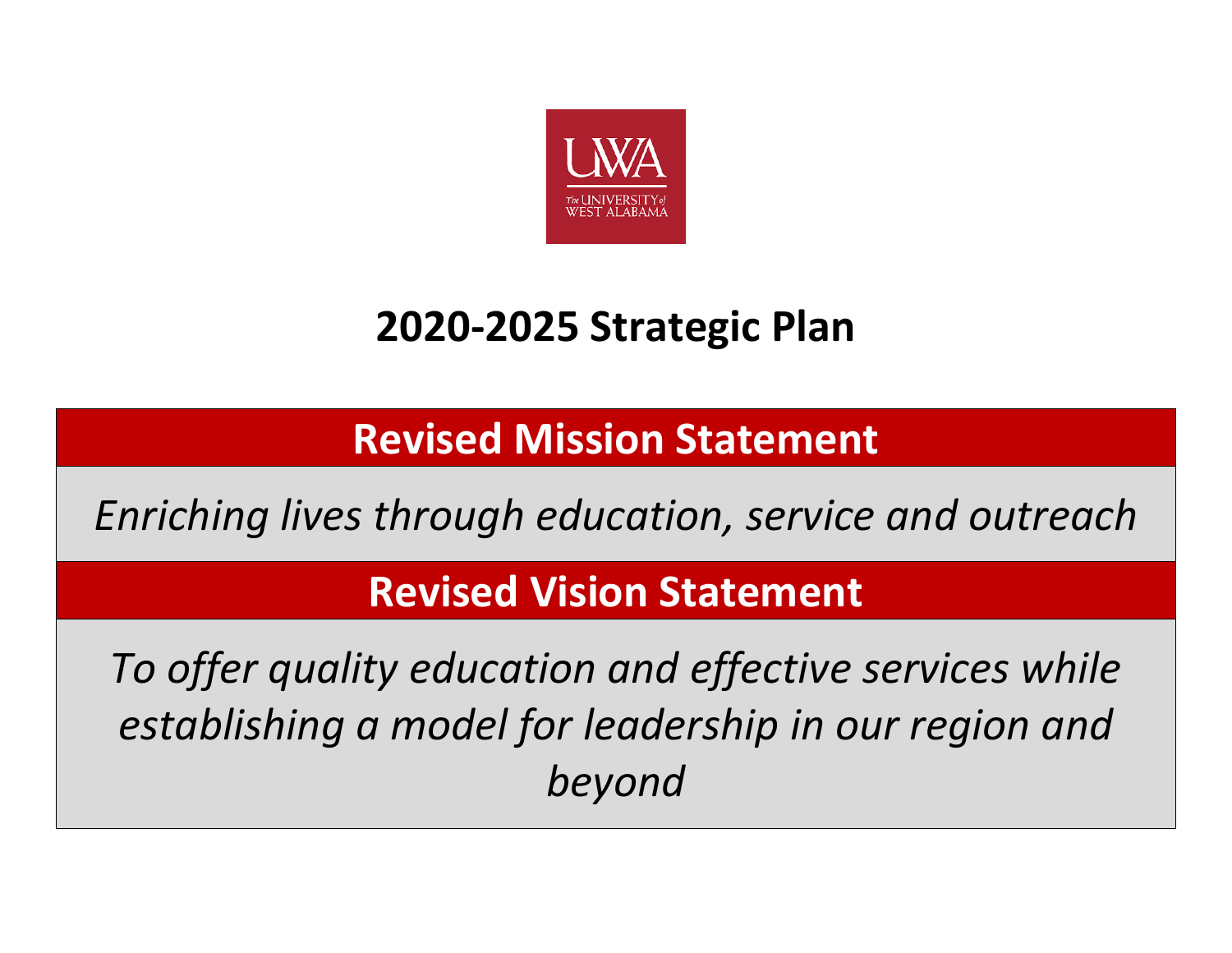# 2020-2025 Strategic Plan

## Revised Mission Statement

*Enriching lives through education, service and outreach*

## Revised Vision Statement

*To offer quality education and effective services while establishing a model for leadership in our region and beyond*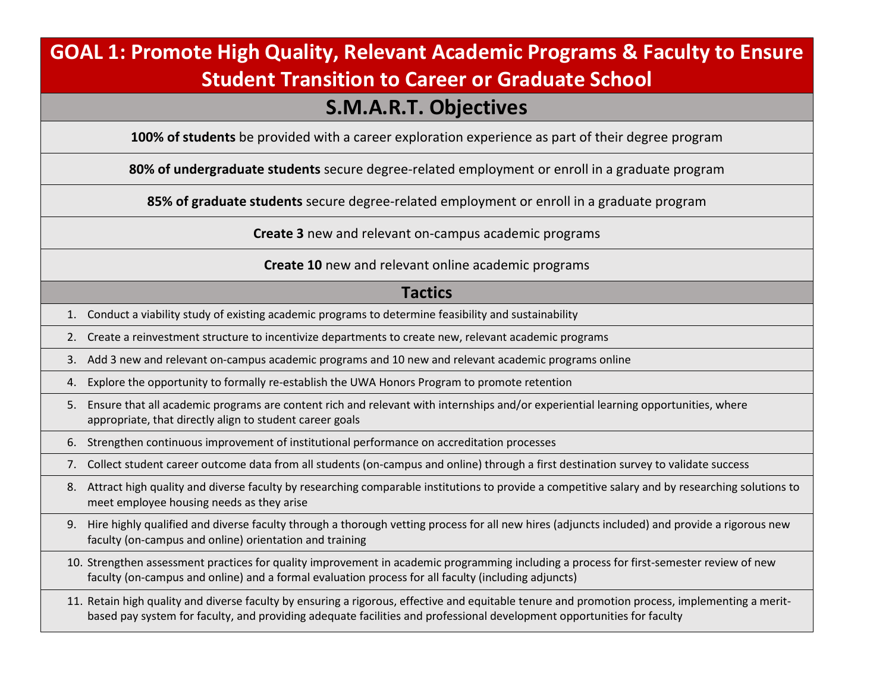# GOAL 1: Promote High Quality, Relevant Academic Programs & Faculty to Ensure Student Transition to Career or Graduate School

## S.M.A.R.T. Objectives

**100% of students** be provided with a career exploration experience as part of their degree program

**80% of undergraduate students** secure degree-related employment or enroll in a graduate program

**85% of graduate students** secure degree-related employment or enroll in a graduate program

**Create 3** new and relevant on-campus academic programs

**Create 10** new and relevant online academic programs

## Tactics

1. Conduct a viability study of existing academic programs to determine feasibility and sustainability
2. Create a reinvestment structure to incentivize departments to create new, relevant academic programs
3. Add 3 new and relevant on-campus academic programs and 10 new and relevant academic programs online
4. Explore the opportunity to formally re-establish the UWA Honors Program to promote retention
5. Ensure that all academic programs are content rich and relevant with internships and/or experiential learning opportunities, where appropriate, that directly align to student career goals
6. Strengthen continuous improvement of institutional performance on accreditation processes
7. Collect student career outcome data from all students (on-campus and online) through a first destination survey to validate success
8. Attract high quality and diverse faculty by researching comparable institutions to provide a competitive salary and by researching solutions to meet employee housing needs as they arise
9. Hire highly qualified and diverse faculty through a thorough vetting process for all new hires (adjuncts included) and provide a rigorous new faculty (on-campus and online) orientation and training
10. Strengthen assessment practices for quality improvement in academic programming including a process for first-semester review of new faculty (on-campus and online) and a formal evaluation process for all faculty (including adjuncts)
11. Retain high quality and diverse faculty by ensuring a rigorous, effective and equitable tenure and promotion process, implementing a merit-based pay system for faculty, and providing adequate facilities and professional development opportunities for faculty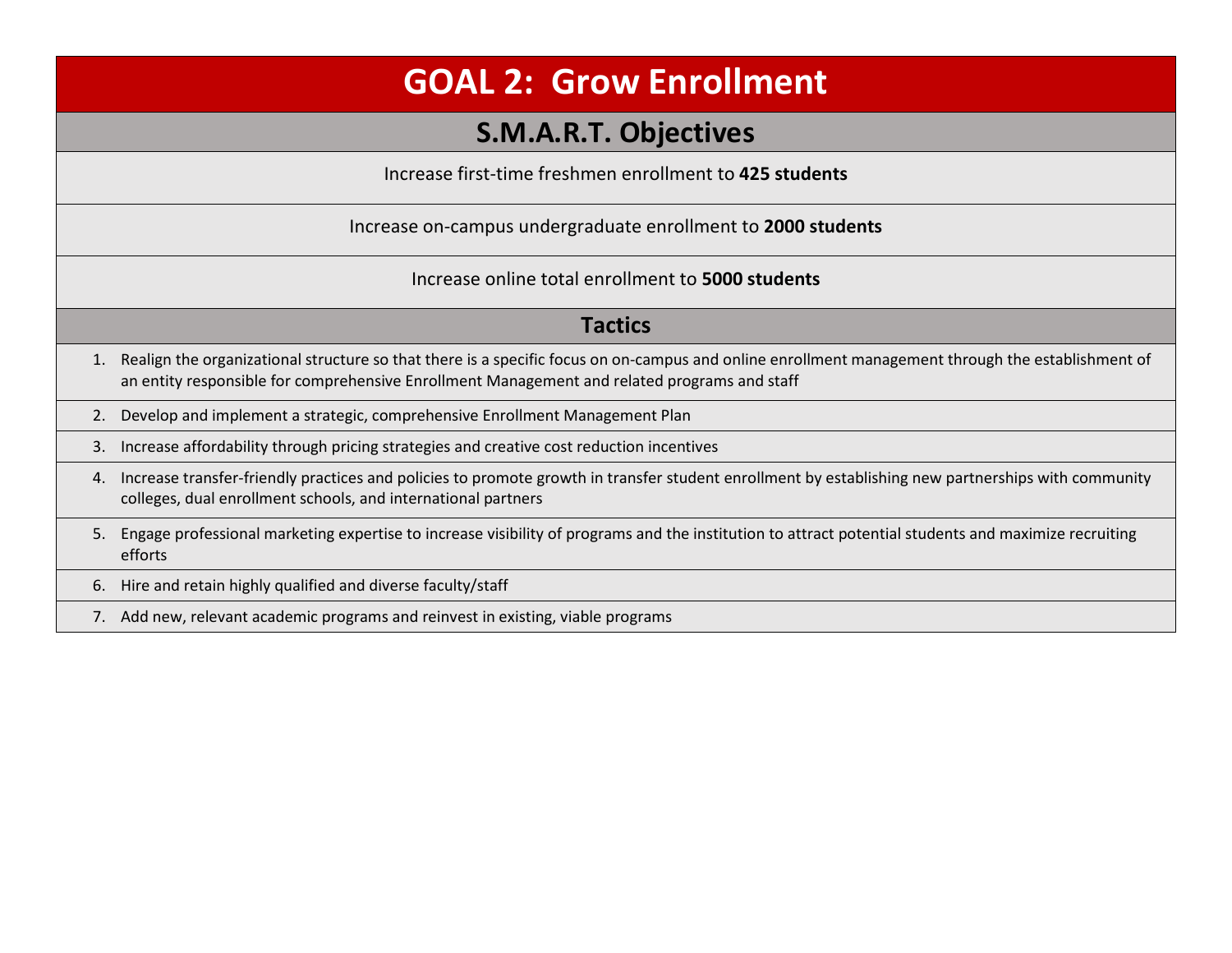# GOAL 2: Grow Enrollment

## S.M.A.R.T. Objectives

Increase first-time freshmen enrollment to **425 students**

Increase on-campus undergraduate enrollment to **2000 students**

Increase online total enrollment to **5000 students**

## Tactics

1. Realign the organizational structure so that there is a specific focus on on-campus and online enrollment management through the establishment of an entity responsible for comprehensive Enrollment Management and related programs and staff
2. Develop and implement a strategic, comprehensive Enrollment Management Plan
3. Increase affordability through pricing strategies and creative cost reduction incentives
4. Increase transfer-friendly practices and policies to promote growth in transfer student enrollment by establishing new partnerships with community colleges, dual enrollment schools, and international partners
5. Engage professional marketing expertise to increase visibility of programs and the institution to attract potential students and maximize recruiting efforts
6. Hire and retain highly qualified and diverse faculty/staff
7. Add new, relevant academic programs and reinvest in existing, viable programs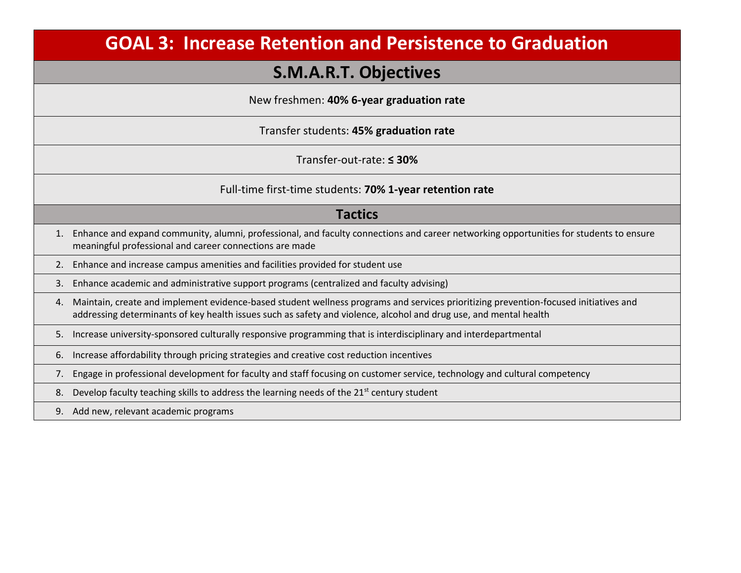# GOAL 3: Increase Retention and Persistence to Graduation

## S.M.A.R.T. Objectives

New freshmen: **40% 6-year graduation rate**

Transfer students: **45% graduation rate**

Transfer-out-rate: **≤ 30%**

Full-time first-time students: **70% 1-year retention rate**

## Tactics

1. Enhance and expand community, alumni, professional, and faculty connections and career networking opportunities for students to ensure meaningful professional and career connections are made
2. Enhance and increase campus amenities and facilities provided for student use
3. Enhance academic and administrative support programs (centralized and faculty advising)
4. Maintain, create and implement evidence-based student wellness programs and services prioritizing prevention-focused initiatives and addressing determinants of key health issues such as safety and violence, alcohol and drug use, and mental health
5. Increase university-sponsored culturally responsive programming that is interdisciplinary and interdepartmental
6. Increase affordability through pricing strategies and creative cost reduction incentives
7. Engage in professional development for faculty and staff focusing on customer service, technology and cultural competency
8. Develop faculty teaching skills to address the learning needs of the 21st century student
9. Add new, relevant academic programs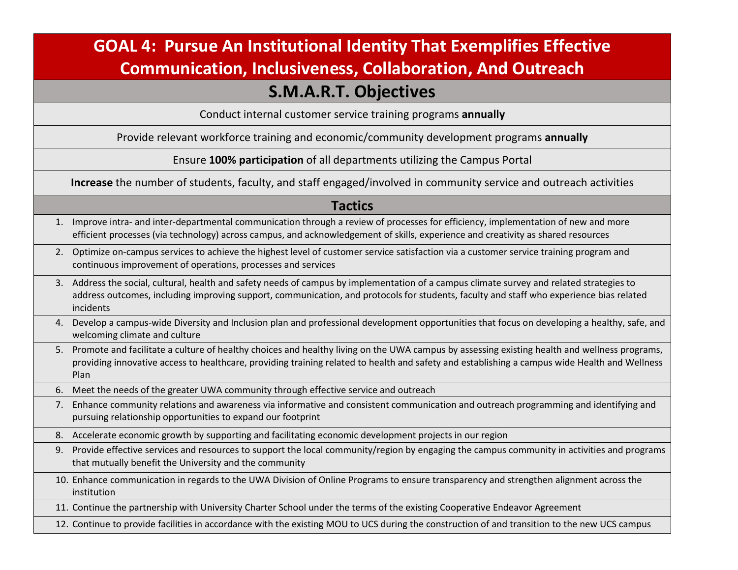# GOAL 4: Pursue An Institutional Identity That Exemplifies Effective Communication, Inclusiveness, Collaboration, And Outreach

## S.M.A.R.T. Objectives

Conduct internal customer service training programs **annually**

Provide relevant workforce training and economic/community development programs **annually**

Ensure **100% participation** of all departments utilizing the Campus Portal

**Increase** the number of students, faculty, and staff engaged/involved in community service and outreach activities

## Tactics

1. Improve intra- and inter-departmental communication through a review of processes for efficiency, implementation of new and more efficient processes (via technology) across campus, and acknowledgement of skills, experience and creativity as shared resources
2. Optimize on-campus services to achieve the highest level of customer service satisfaction via a customer service training program and continuous improvement of operations, processes and services
3. Address the social, cultural, health and safety needs of campus by implementation of a campus climate survey and related strategies to address outcomes, including improving support, communication, and protocols for students, faculty and staff who experience bias related incidents
4. Develop a campus-wide Diversity and Inclusion plan and professional development opportunities that focus on developing a healthy, safe, and welcoming climate and culture
5. Promote and facilitate a culture of healthy choices and healthy living on the UWA campus by assessing existing health and wellness programs, providing innovative access to healthcare, providing training related to health and safety and establishing a campus wide Health and Wellness Plan
6. Meet the needs of the greater UWA community through effective service and outreach
7. Enhance community relations and awareness via informative and consistent communication and outreach programming and identifying and pursuing relationship opportunities to expand our footprint
8. Accelerate economic growth by supporting and facilitating economic development projects in our region
9. Provide effective services and resources to support the local community/region by engaging the campus community in activities and programs that mutually benefit the University and the community
10. Enhance communication in regards to the UWA Division of Online Programs to ensure transparency and strengthen alignment across the institution
11. Continue the partnership with University Charter School under the terms of the existing Cooperative Endeavor Agreement
12. Continue to provide facilities in accordance with the existing MOU to UCS during the construction of and transition to the new UCS campus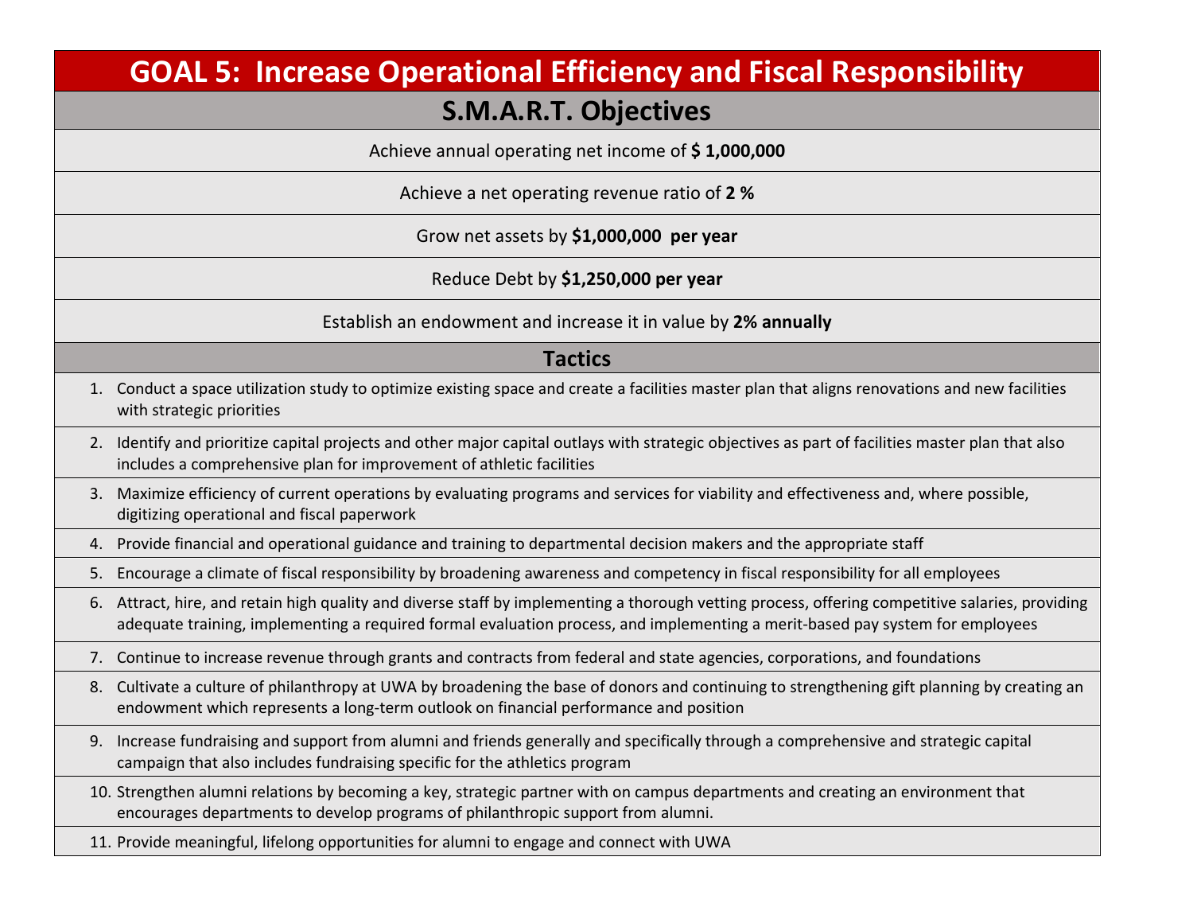# GOAL 5: Increase Operational Efficiency and Fiscal Responsibility

## S.M.A.R.T. Objectives

Achieve annual operating net income of **$ 1,000,000**

Achieve a net operating revenue ratio of **2 %**

Grow net assets by **$1,000,000 per year**

Reduce Debt by **$1,250,000 per year**

Establish an endowment and increase it in value by **2% annually**

## Tactics

1. Conduct a space utilization study to optimize existing space and create a facilities master plan that aligns renovations and new facilities with strategic priorities
2. Identify and prioritize capital projects and other major capital outlays with strategic objectives as part of facilities master plan that also includes a comprehensive plan for improvement of athletic facilities
3. Maximize efficiency of current operations by evaluating programs and services for viability and effectiveness and, where possible, digitizing operational and fiscal paperwork
4. Provide financial and operational guidance and training to departmental decision makers and the appropriate staff
5. Encourage a climate of fiscal responsibility by broadening awareness and competency in fiscal responsibility for all employees
6. Attract, hire, and retain high quality and diverse staff by implementing a thorough vetting process, offering competitive salaries, providing adequate training, implementing a required formal evaluation process, and implementing a merit-based pay system for employees
7. Continue to increase revenue through grants and contracts from federal and state agencies, corporations, and foundations
8. Cultivate a culture of philanthropy at UWA by broadening the base of donors and continuing to strengthening gift planning by creating an endowment which represents a long-term outlook on financial performance and position
9. Increase fundraising and support from alumni and friends generally and specifically through a comprehensive and strategic capital campaign that also includes fundraising specific for the athletics program
10. Strengthen alumni relations by becoming a key, strategic partner with on campus departments and creating an environment that encourages departments to develop programs of philanthropic support from alumni.
11. Provide meaningful, lifelong opportunities for alumni to engage and connect with UWA